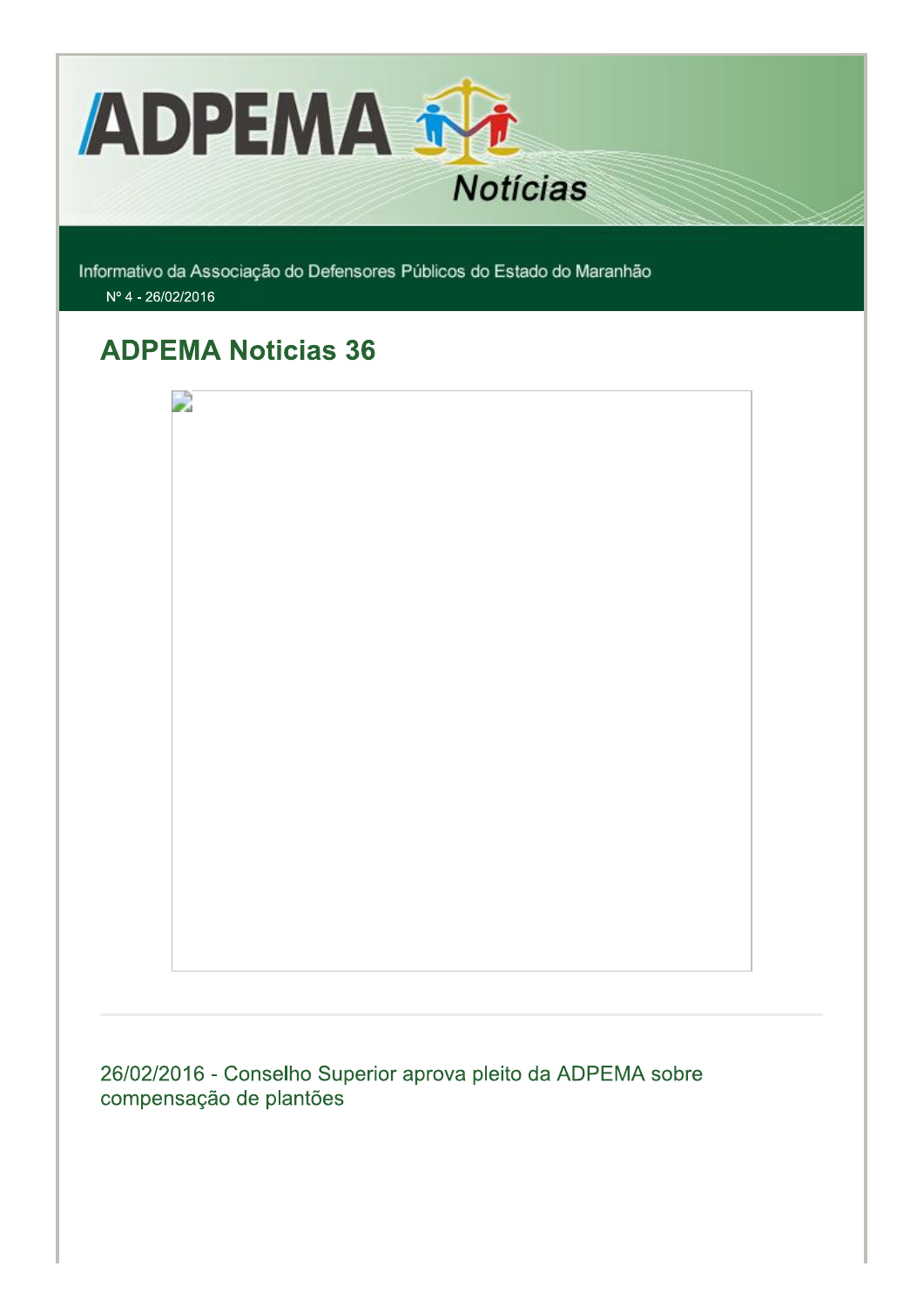ADPEMA Notícias

Informativo da Associação do Defensores Públicos do Estado do Maranhão

Nº 4 - 26/02/2016

## ADPEMA Noticias 36

26/02/2016 - Conselho Superior aprova pleito da ADPEMA sobre compensação de plantões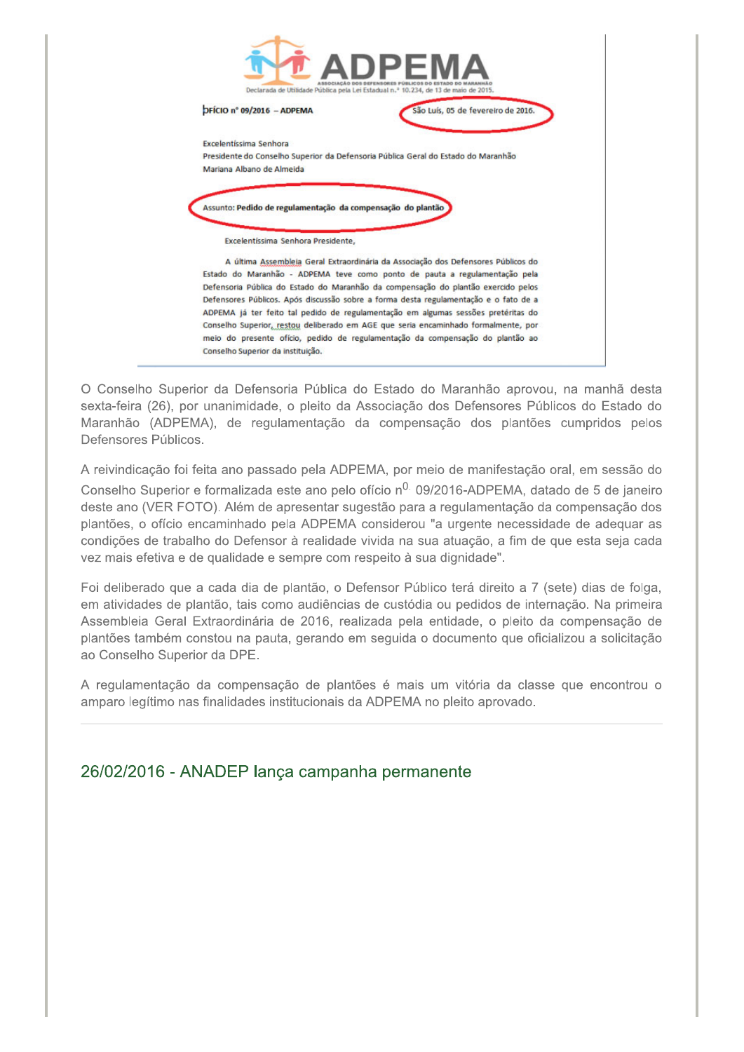**ADPEMA**

ASSOCIAÇÃO DOS DEFENSORES PÚBLICOS DO ESTADO DO MARANHÃO

Declarada de Utilidade Pública pela Lei Estadual n.º 10.234, de 13 de maio de 2015.

OFÍCIO nº 09/2016 – ADPEMA

São Luís, 05 de fevereiro de 2016.

Excelentíssima Senhora
Presidente do Conselho Superior da Defensoria Pública Geral do Estado do Maranhão
Mariana Albano de Almeida

Assunto: **Pedido de regulamentação da compensação do plantão**

Excelentíssima Senhora Presidente,

A última Assembleia Geral Extraordinária da Associação dos Defensores Públicos do Estado do Maranhão - ADPEMA teve como ponto de pauta a regulamentação pela Defensoria Pública do Estado do Maranhão da compensação do plantão exercido pelos Defensores Públicos. Após discussão sobre a forma desta regulamentação e o fato de a ADPEMA já ter feito tal pedido de regulamentação em algumas sessões pretéritas do Conselho Superior, restou deliberado em AGE que seria encaminhado formalmente, por meio do presente ofício, pedido de regulamentação da compensação do plantão ao Conselho Superior da instituição.

O Conselho Superior da Defensoria Pública do Estado do Maranhão aprovou, na manhã desta sexta-feira (26), por unanimidade, o pleito da Associação dos Defensores Públicos do Estado do Maranhão (ADPEMA), de regulamentação da compensação dos plantões cumpridos pelos Defensores Públicos.

A reivindicação foi feita ano passado pela ADPEMA, por meio de manifestação oral, em sessão do Conselho Superior e formalizada este ano pelo ofício n$^{0.}$ 09/2016-ADPEMA, datado de 5 de janeiro deste ano (VER FOTO). Além de apresentar sugestão para a regulamentação da compensação dos plantões, o ofício encaminhado pela ADPEMA considerou "a urgente necessidade de adequar as condições de trabalho do Defensor à realidade vivida na sua atuação, a fim de que esta seja cada vez mais efetiva e de qualidade e sempre com respeito à sua dignidade".

Foi deliberado que a cada dia de plantão, o Defensor Público terá direito a 7 (sete) dias de folga, em atividades de plantão, tais como audiências de custódia ou pedidos de internação. Na primeira Assembleia Geral Extraordinária de 2016, realizada pela entidade, o pleito da compensação de plantões também constou na pauta, gerando em seguida o documento que oficializou a solicitação ao Conselho Superior da DPE.

A regulamentação da compensação de plantões é mais um vitória da classe que encontrou o amparo legítimo nas finalidades institucionais da ADPEMA no pleito aprovado.

---

## 26/02/2016 - ANADEP lança campanha permanente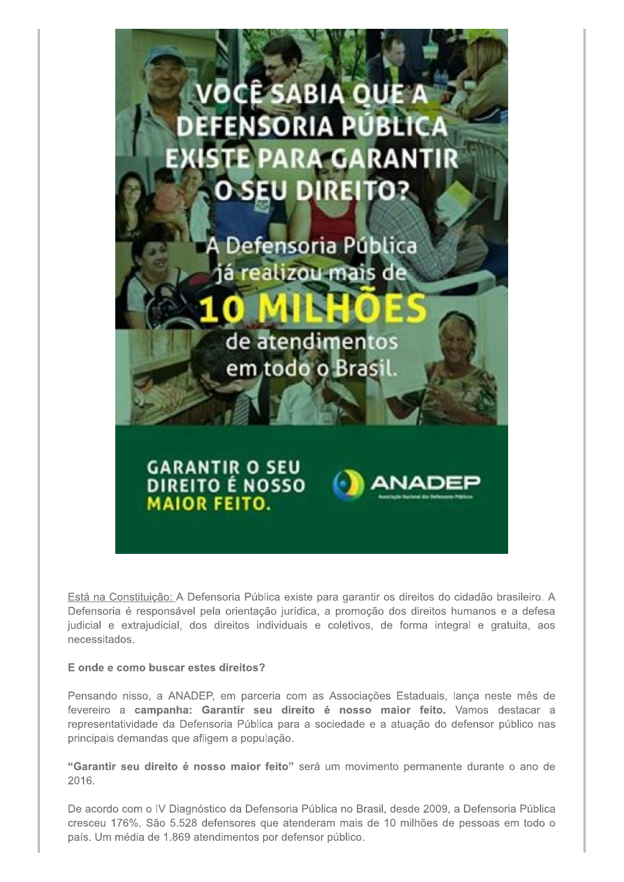VOCÊ SABIA QUE A DEFENSORIA PÚBLICA EXISTE PARA GARANTIR O SEU DIREITO?

A Defensoria Pública já realizou mais de **10 MILHÕES** de atendimentos em todo o Brasil.

GARANTIR O SEU DIREITO É NOSSO MAIOR FEITO.

ANADEP

Está na Constituição: A Defensoria Pública existe para garantir os direitos do cidadão brasileiro. A Defensoria é responsável pela orientação jurídica, a promoção dos direitos humanos e a defesa judicial e extrajudicial, dos direitos individuais e coletivos, de forma integral e gratuita, aos necessitados.

**E onde e como buscar estes direitos?**

Pensando nisso, a ANADEP, em parceria com as Associações Estaduais, lança neste mês de fevereiro a **campanha: Garantir seu direito é nosso maior feito.** Vamos destacar a representatividade da Defensoria Pública para a sociedade e a atuação do defensor público nas principais demandas que afligem a população.

**"Garantir seu direito é nosso maior feito"** será um movimento permanente durante o ano de 2016.

De acordo com o IV Diagnóstico da Defensoria Pública no Brasil, desde 2009, a Defensoria Pública cresceu 176%. São 5.528 defensores que atenderam mais de 10 milhões de pessoas em todo o país. Um média de 1.869 atendimentos por defensor público.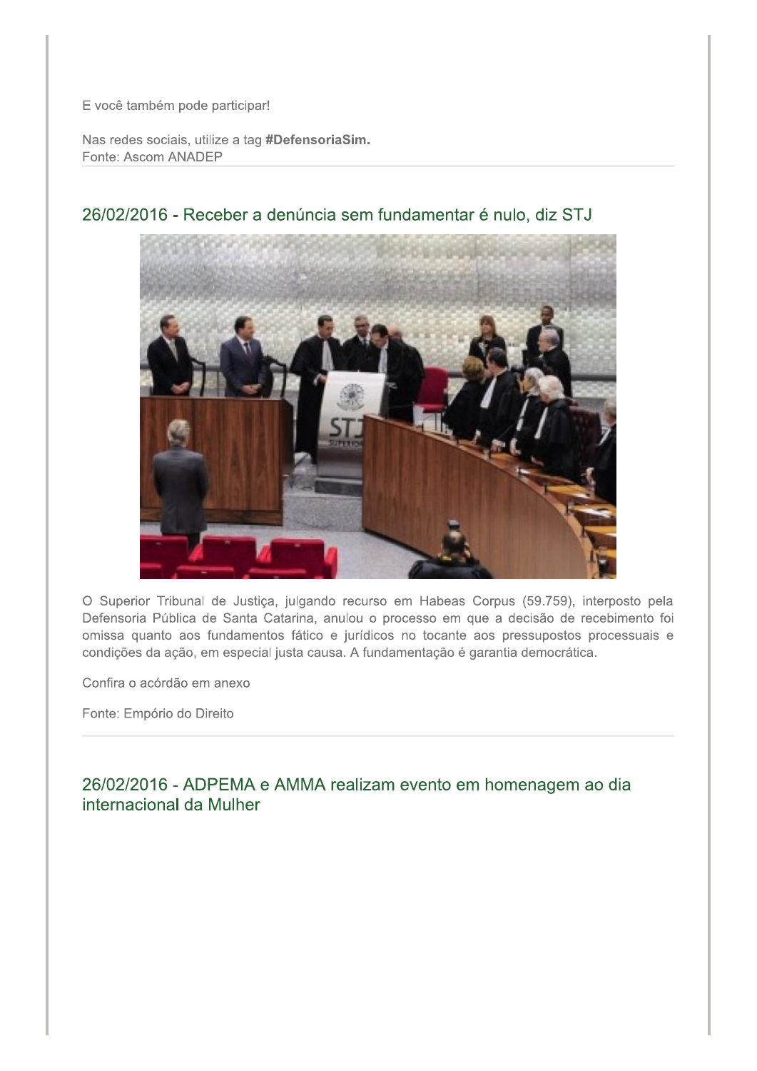E você também pode participar!

Nas redes sociais, utilize a tag **#DefensoriaSim.**
Fonte: Ascom ANADEP

## 26/02/2016 - Receber a denúncia sem fundamentar é nulo, diz STJ

O Superior Tribunal de Justiça, julgando recurso em Habeas Corpus (59.759), interposto pela Defensoria Pública de Santa Catarina, anulou o processo em que a decisão de recebimento foi omissa quanto aos fundamentos fático e jurídicos no tocante aos pressupostos processuais e condições da ação, em especial justa causa. A fundamentação é garantia democrática.

Confira o acórdão em anexo

Fonte: Empório do Direito

## 26/02/2016 - ADPEMA e AMMA realizam evento em homenagem ao dia internacional da Mulher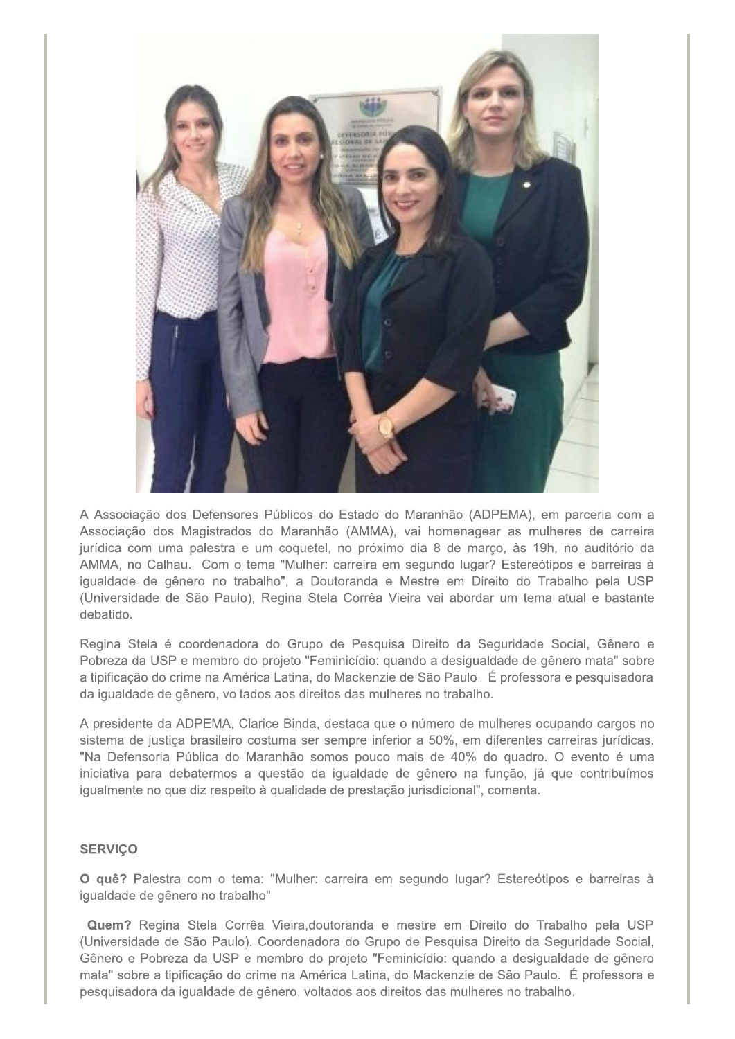A Associação dos Defensores Públicos do Estado do Maranhão (ADPEMA), em parceria com a Associação dos Magistrados do Maranhão (AMMA), vai homenagear as mulheres de carreira jurídica com uma palestra e um coquetel, no próximo dia 8 de março, às 19h, no auditório da AMMA, no Calhau. Com o tema "Mulher: carreira em segundo lugar? Estereótipos e barreiras à igualdade de gênero no trabalho", a Doutoranda e Mestre em Direito do Trabalho pela USP (Universidade de São Paulo), Regina Stela Corrêa Vieira vai abordar um tema atual e bastante debatido.

Regina Stela é coordenadora do Grupo de Pesquisa Direito da Seguridade Social, Gênero e Pobreza da USP e membro do projeto "Feminicídio: quando a desigualdade de gênero mata" sobre a tipificação do crime na América Latina, do Mackenzie de São Paulo. É professora e pesquisadora da igualdade de gênero, voltados aos direitos das mulheres no trabalho.

A presidente da ADPEMA, Clarice Binda, destaca que o número de mulheres ocupando cargos no sistema de justiça brasileiro costuma ser sempre inferior a 50%, em diferentes carreiras jurídicas. "Na Defensoria Pública do Maranhão somos pouco mais de 40% do quadro. O evento é uma iniciativa para debatermos a questão da igualdade de gênero na função, já que contribuímos igualmente no que diz respeito à qualidade de prestação jurisdicional", comenta.

**SERVIÇO**

**O quê?** Palestra com o tema: "Mulher: carreira em segundo lugar? Estereótipos e barreiras à igualdade de gênero no trabalho"

**Quem?** Regina Stela Corrêa Vieira,doutoranda e mestre em Direito do Trabalho pela USP (Universidade de São Paulo). Coordenadora do Grupo de Pesquisa Direito da Seguridade Social, Gênero e Pobreza da USP e membro do projeto "Feminicídio: quando a desigualdade de gênero mata" sobre a tipificação do crime na América Latina, do Mackenzie de São Paulo. É professora e pesquisadora da igualdade de gênero, voltados aos direitos das mulheres no trabalho.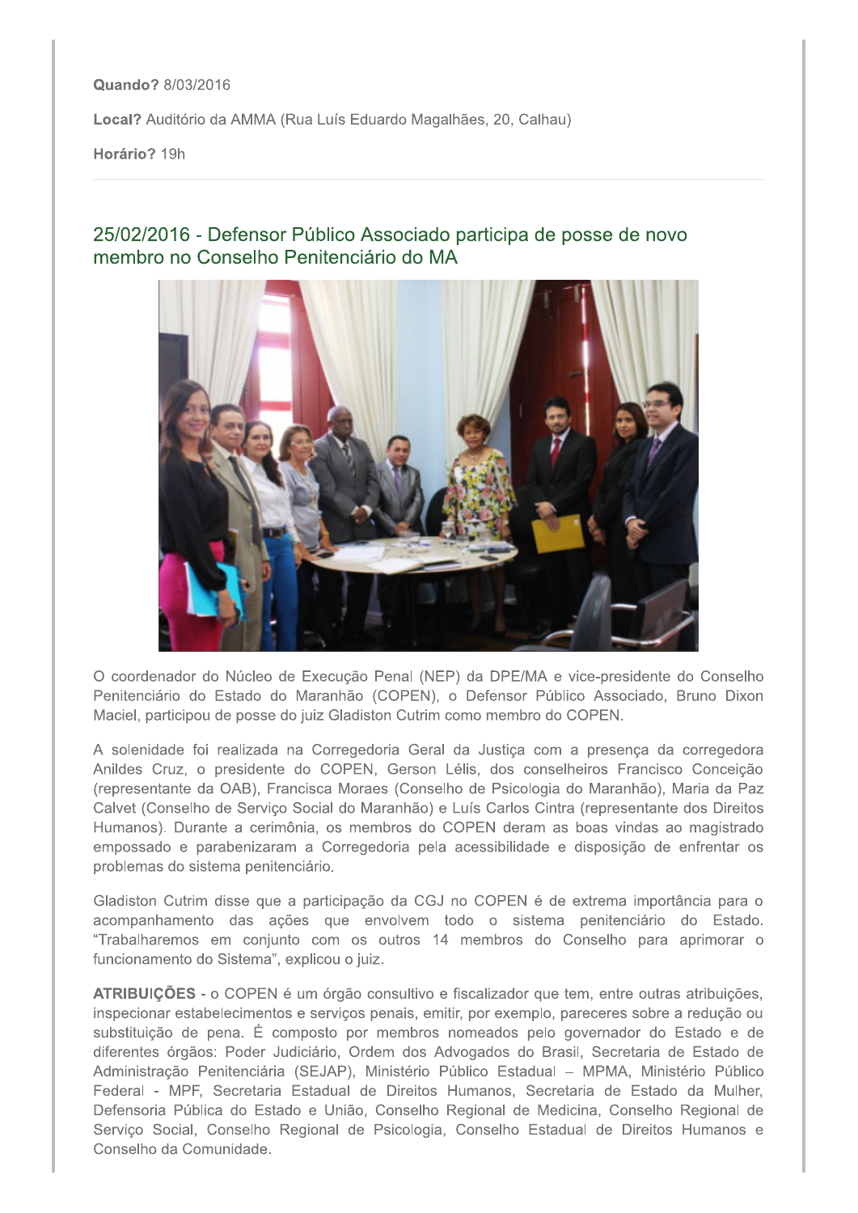**Quando?** 8/03/2016

**Local?** Auditório da AMMA (Rua Luís Eduardo Magalhães, 20, Calhau)

**Horário?** 19h

---

## 25/02/2016 - Defensor Público Associado participa de posse de novo membro no Conselho Penitenciário do MA

O coordenador do Núcleo de Execução Penal (NEP) da DPE/MA e vice-presidente do Conselho Penitenciário do Estado do Maranhão (COPEN), o Defensor Público Associado, Bruno Dixon Maciel, participou de posse do juiz Gladiston Cutrim como membro do COPEN.

A solenidade foi realizada na Corregedoria Geral da Justiça com a presença da corregedora Anildes Cruz, o presidente do COPEN, Gerson Lélis, dos conselheiros Francisco Conceição (representante da OAB), Francisca Moraes (Conselho de Psicologia do Maranhão), Maria da Paz Calvet (Conselho de Serviço Social do Maranhão) e Luís Carlos Cintra (representante dos Direitos Humanos). Durante a cerimônia, os membros do COPEN deram as boas vindas ao magistrado empossado e parabenizaram a Corregedoria pela acessibilidade e disposição de enfrentar os problemas do sistema penitenciário.

Gladiston Cutrim disse que a participação da CGJ no COPEN é de extrema importância para o acompanhamento das ações que envolvem todo o sistema penitenciário do Estado. “Trabalharemos em conjunto com os outros 14 membros do Conselho para aprimorar o funcionamento do Sistema”, explicou o juiz.

**ATRIBUIÇÕES** - o COPEN é um órgão consultivo e fiscalizador que tem, entre outras atribuições, inspecionar estabelecimentos e serviços penais, emitir, por exemplo, pareceres sobre a redução ou substituição de pena. É composto por membros nomeados pelo governador do Estado e de diferentes órgãos: Poder Judiciário, Ordem dos Advogados do Brasil, Secretaria de Estado de Administração Penitenciária (SEJAP), Ministério Público Estadual – MPMA, Ministério Público Federal - MPF, Secretaria Estadual de Direitos Humanos, Secretaria de Estado da Mulher, Defensoria Pública do Estado e União, Conselho Regional de Medicina, Conselho Regional de Serviço Social, Conselho Regional de Psicologia, Conselho Estadual de Direitos Humanos e Conselho da Comunidade.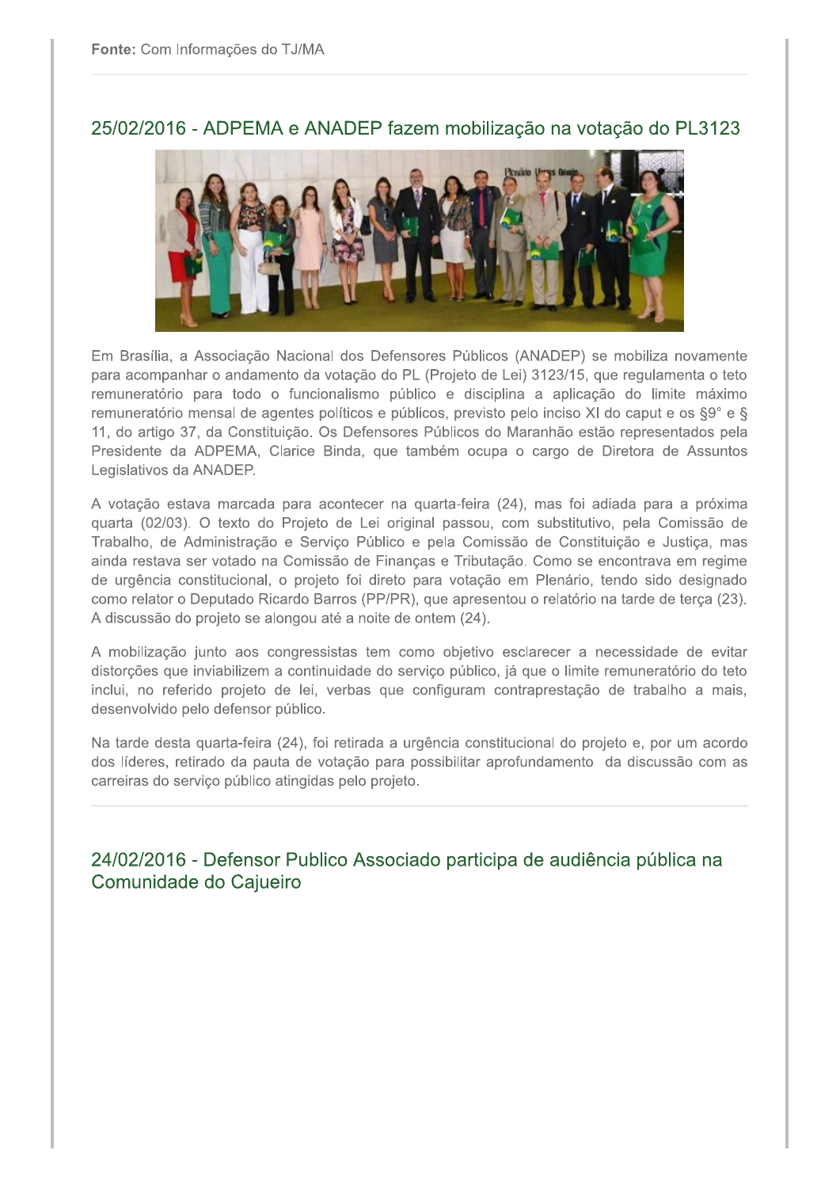**Fonte:** Com Informações do TJ/MA

## 25/02/2016 - ADPEMA e ANADEP fazem mobilização na votação do PL3123

Em Brasília, a Associação Nacional dos Defensores Públicos (ANADEP) se mobiliza novamente para acompanhar o andamento da votação do PL (Projeto de Lei) 3123/15, que regulamenta o teto remuneratório para todo o funcionalismo público e disciplina a aplicação do limite máximo remuneratório mensal de agentes políticos e públicos, previsto pelo inciso XI do caput e os §9° e § 11, do artigo 37, da Constituição. Os Defensores Públicos do Maranhão estão representados pela Presidente da ADPEMA, Clarice Binda, que também ocupa o cargo de Diretora de Assuntos Legislativos da ANADEP.

A votação estava marcada para acontecer na quarta-feira (24), mas foi adiada para a próxima quarta (02/03). O texto do Projeto de Lei original passou, com substitutivo, pela Comissão de Trabalho, de Administração e Serviço Público e pela Comissão de Constituição e Justiça, mas ainda restava ser votado na Comissão de Finanças e Tributação. Como se encontrava em regime de urgência constitucional, o projeto foi direto para votação em Plenário, tendo sido designado como relator o Deputado Ricardo Barros (PP/PR), que apresentou o relatório na tarde de terça (23). A discussão do projeto se alongou até a noite de ontem (24).

A mobilização junto aos congressistas tem como objetivo esclarecer a necessidade de evitar distorções que inviabilizem a continuidade do serviço público, já que o limite remuneratório do teto inclui, no referido projeto de lei, verbas que configuram contraprestação de trabalho a mais, desenvolvido pelo defensor público.

Na tarde desta quarta-feira (24), foi retirada a urgência constitucional do projeto e, por um acordo dos líderes, retirado da pauta de votação para possibilitar aprofundamento da discussão com as carreiras do serviço público atingidas pelo projeto.

---

## 24/02/2016 - Defensor Publico Associado participa de audiência pública na Comunidade do Cajueiro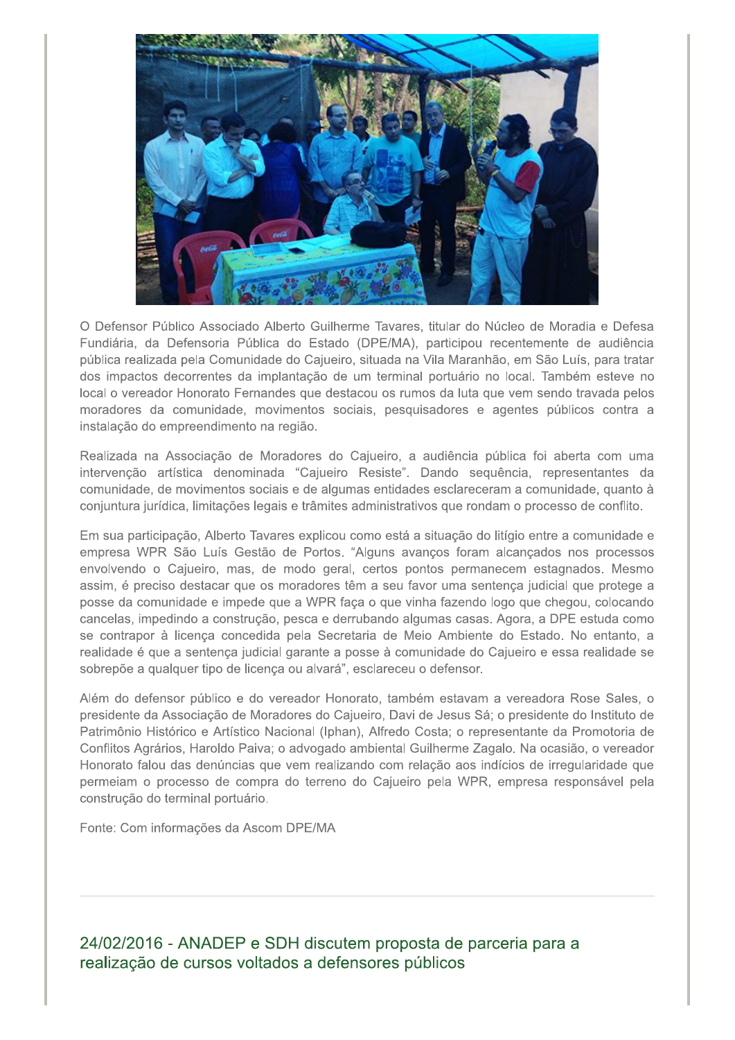O Defensor Público Associado Alberto Guilherme Tavares, titular do Núcleo de Moradia e Defesa Fundiária, da Defensoria Pública do Estado (DPE/MA), participou recentemente de audiência pública realizada pela Comunidade do Cajueiro, situada na Vila Maranhão, em São Luís, para tratar dos impactos decorrentes da implantação de um terminal portuário no local. Também esteve no local o vereador Honorato Fernandes que destacou os rumos da luta que vem sendo travada pelos moradores da comunidade, movimentos sociais, pesquisadores e agentes públicos contra a instalação do empreendimento na região.

Realizada na Associação de Moradores do Cajueiro, a audiência pública foi aberta com uma intervenção artística denominada "Cajueiro Resiste". Dando sequência, representantes da comunidade, de movimentos sociais e de algumas entidades esclareceram a comunidade, quanto à conjuntura jurídica, limitações legais e trâmites administrativos que rondam o processo de conflito.

Em sua participação, Alberto Tavares explicou como está a situação do litígio entre a comunidade e empresa WPR São Luís Gestão de Portos. "Alguns avanços foram alcançados nos processos envolvendo o Cajueiro, mas, de modo geral, certos pontos permanecem estagnados. Mesmo assim, é preciso destacar que os moradores têm a seu favor uma sentença judicial que protege a posse da comunidade e impede que a WPR faça o que vinha fazendo logo que chegou, colocando cancelas, impedindo a construção, pesca e derrubando algumas casas. Agora, a DPE estuda como se contrapor à licença concedida pela Secretaria de Meio Ambiente do Estado. No entanto, a realidade é que a sentença judicial garante a posse à comunidade do Cajueiro e essa realidade se sobrepõe a qualquer tipo de licença ou alvará", esclareceu o defensor.

Além do defensor público e do vereador Honorato, também estavam a vereadora Rose Sales, o presidente da Associação de Moradores do Cajueiro, Davi de Jesus Sá; o presidente do Instituto de Patrimônio Histórico e Artístico Nacional (Iphan), Alfredo Costa; o representante da Promotoria de Conflitos Agrários, Haroldo Paiva; o advogado ambiental Guilherme Zagalo. Na ocasião, o vereador Honorato falou das denúncias que vem realizando com relação aos indícios de irregularidade que permeiam o processo de compra do terreno do Cajueiro pela WPR, empresa responsável pela construção do terminal portuário.

Fonte: Com informações da Ascom DPE/MA

---

## 24/02/2016 - ANADEP e SDH discutem proposta de parceria para a realização de cursos voltados a defensores públicos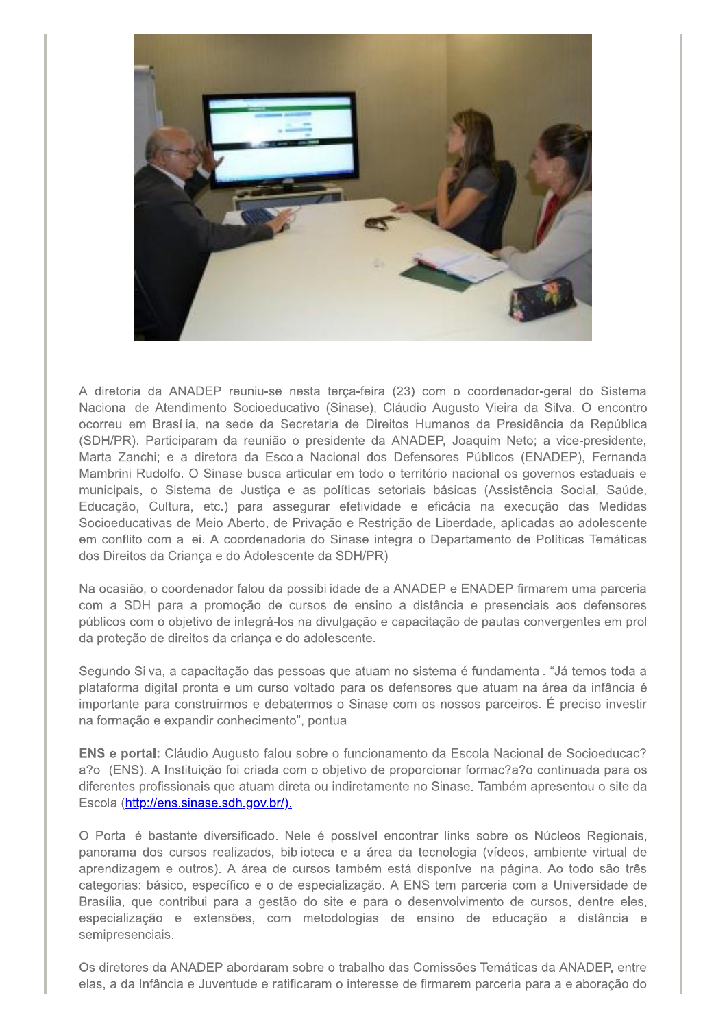A diretoria da ANADEP reuniu-se nesta terça-feira (23) com o coordenador-geral do Sistema Nacional de Atendimento Socioeducativo (Sinase), Cláudio Augusto Vieira da Silva. O encontro ocorreu em Brasília, na sede da Secretaria de Direitos Humanos da Presidência da República (SDH/PR). Participaram da reunião o presidente da ANADEP, Joaquim Neto; a vice-presidente, Marta Zanchi; e a diretora da Escola Nacional dos Defensores Públicos (ENADEP), Fernanda Mambrini Rudolfo. O Sinase busca articular em todo o território nacional os governos estaduais e municipais, o Sistema de Justiça e as políticas setoriais básicas (Assistência Social, Saúde, Educação, Cultura, etc.) para assegurar efetividade e eficácia na execução das Medidas Socioeducativas de Meio Aberto, de Privação e Restrição de Liberdade, aplicadas ao adolescente em conflito com a lei. A coordenadoria do Sinase integra o Departamento de Políticas Temáticas dos Direitos da Criança e do Adolescente da SDH/PR)

Na ocasião, o coordenador falou da possibilidade de a ANADEP e ENADEP firmarem uma parceria com a SDH para a promoção de cursos de ensino a distância e presenciais aos defensores públicos com o objetivo de integrá-los na divulgação e capacitação de pautas convergentes em prol da proteção de direitos da criança e do adolescente.

Segundo Silva, a capacitação das pessoas que atuam no sistema é fundamental. "Já temos toda a plataforma digital pronta e um curso voltado para os defensores que atuam na área da infância é importante para construirmos e debatermos o Sinase com os nossos parceiros. É preciso investir na formação e expandir conhecimento", pontua.

**ENS e portal:** Cláudio Augusto falou sobre o funcionamento da Escola Nacional de Socioeducac?a?o (ENS). A Instituição foi criada com o objetivo de proporcionar formac?a?o continuada para os diferentes profissionais que atuam direta ou indiretamente no Sinase. Também apresentou o site da Escola (http://ens.sinase.sdh.gov.br/).

O Portal é bastante diversificado. Nele é possível encontrar links sobre os Núcleos Regionais, panorama dos cursos realizados, biblioteca e a área da tecnologia (vídeos, ambiente virtual de aprendizagem e outros). A área de cursos também está disponível na página. Ao todo são três categorias: básico, específico e o de especialização. A ENS tem parceria com a Universidade de Brasília, que contribui para a gestão do site e para o desenvolvimento de cursos, dentre eles, especialização e extensões, com metodologias de ensino de educação a distância e semipresenciais.

Os diretores da ANADEP abordaram sobre o trabalho das Comissões Temáticas da ANADEP, entre elas, a da Infância e Juventude e ratificaram o interesse de firmarem parceria para a elaboração do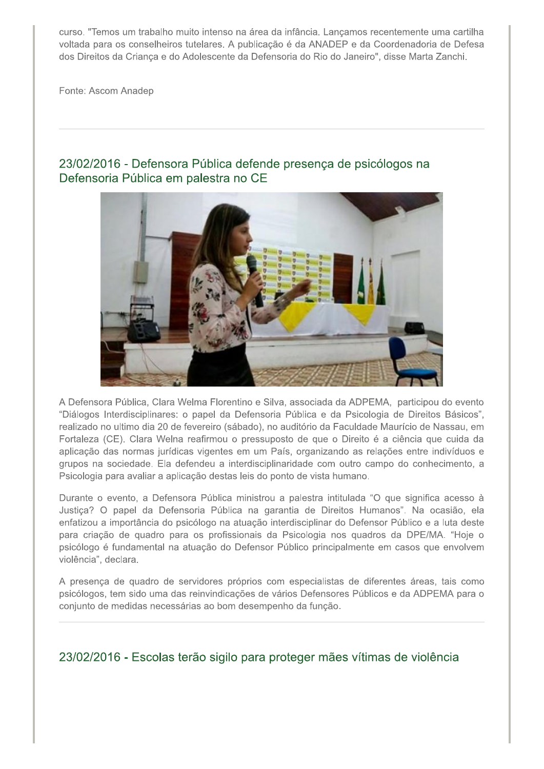curso. "Temos um trabalho muito intenso na área da infância. Lançamos recentemente uma cartilha voltada para os conselheiros tutelares. A publicação é da ANADEP e da Coordenadoria de Defesa dos Direitos da Criança e do Adolescente da Defensoria do Rio do Janeiro", disse Marta Zanchi.

Fonte: Ascom Anadep

---

## 23/02/2016 - Defensora Pública defende presença de psicólogos na Defensoria Pública em palestra no CE

A Defensora Pública, Clara Welma Florentino e Silva, associada da ADPEMA, participou do evento "Diálogos Interdisciplinares: o papel da Defensoria Pública e da Psicologia de Direitos Básicos", realizado no ultimo dia 20 de fevereiro (sábado), no auditório da Faculdade Maurício de Nassau, em Fortaleza (CE). Clara Welna reafirmou o pressuposto de que o Direito é a ciência que cuida da aplicação das normas jurídicas vigentes em um País, organizando as relações entre indivíduos e grupos na sociedade. Ela defendeu a interdisciplinaridade com outro campo do conhecimento, a Psicologia para avaliar a aplicação destas leis do ponto de vista humano.

Durante o evento, a Defensora Pública ministrou a palestra intitulada "O que significa acesso à Justiça? O papel da Defensoria Pública na garantia de Direitos Humanos". Na ocasião, ela enfatizou a importância do psicólogo na atuação interdisciplinar do Defensor Público e a luta deste para criação de quadro para os profissionais da Psicologia nos quadros da DPE/MA. "Hoje o psicólogo é fundamental na atuação do Defensor Público principalmente em casos que envolvem violência", declara.

A presença de quadro de servidores próprios com especialistas de diferentes áreas, tais como psicólogos, tem sido uma das reinvindicações de vários Defensores Públicos e da ADPEMA para o conjunto de medidas necessárias ao bom desempenho da função.

---

## 23/02/2016 - Escolas terão sigilo para proteger mães vítimas de violência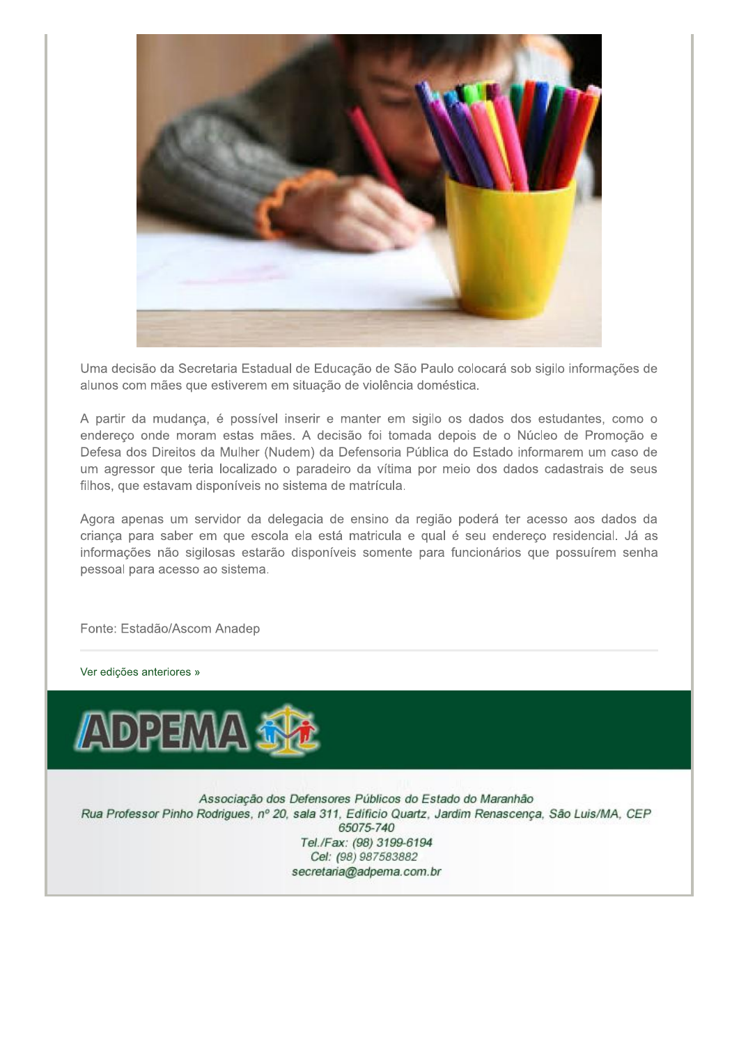Uma decisão da Secretaria Estadual de Educação de São Paulo colocará sob sigilo informações de alunos com mães que estiverem em situação de violência doméstica.

A partir da mudança, é possível inserir e manter em sigilo os dados dos estudantes, como o endereço onde moram estas mães. A decisão foi tomada depois de o Núcleo de Promoção e Defesa dos Direitos da Mulher (Nudem) da Defensoria Pública do Estado informarem um caso de um agressor que teria localizado o paradeiro da vítima por meio dos dados cadastrais de seus filhos, que estavam disponíveis no sistema de matrícula.

Agora apenas um servidor da delegacia de ensino da região poderá ter acesso aos dados da criança para saber em que escola ela está matricula e qual é seu endereço residencial. Já as informações não sigilosas estarão disponíveis somente para funcionários que possuírem senha pessoal para acesso ao sistema.

Fonte: Estadão/Ascom Anadep

---

Ver edições anteriores »

ADPEMA

*Associação dos Defensores Públicos do Estado do Maranhão*
*Rua Professor Pinho Rodrigues, nº 20, sala 311, Edifício Quartz, Jardim Renascença, São Luís/MA, CEP 65075-740*
*Tel./Fax: (98) 3199-6194*
*Cel: (98) 987583882*
*secretaria@adpema.com.br*